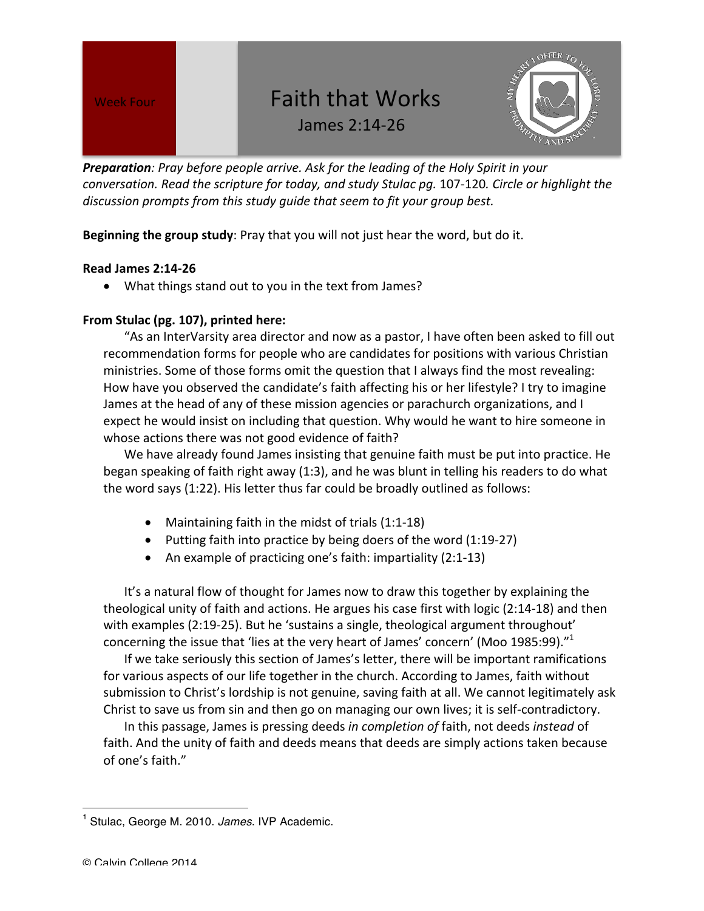Week Four

# Faith that Works

## James 2:14-26

*Preparation: Pray before people arrive. Ask for the leading of the Holy Spirit in your conversation. Read the scripture for today, and study Stulac pg.* 107-120*. Circle or highlight the discussion prompts from this study guide that seem to fit your group best.*

**Beginning the group study**: Pray that you will not just hear the word, but do it.

**Read James 2:14-26**

- What things stand out to you in the text from James?

**From Stulac (pg. 107), printed here:**

"As an InterVarsity area director and now as a pastor, I have often been asked to fill out recommendation forms for people who are candidates for positions with various Christian ministries. Some of those forms omit the question that I always find the most revealing: How have you observed the candidate's faith affecting his or her lifestyle? I try to imagine James at the head of any of these mission agencies or parachurch organizations, and I expect he would insist on including that question. Why would he want to hire someone in whose actions there was not good evidence of faith?

We have already found James insisting that genuine faith must be put into practice. He began speaking of faith right away (1:3), and he was blunt in telling his readers to do what the word says (1:22). His letter thus far could be broadly outlined as follows:

- Maintaining faith in the midst of trials (1:1-18)
- Putting faith into practice by being doers of the word (1:19-27)
- An example of practicing one's faith: impartiality (2:1-13)

It's a natural flow of thought for James now to draw this together by explaining the theological unity of faith and actions. He argues his case first with logic (2:14-18) and then with examples (2:19-25). But he 'sustains a single, theological argument throughout' concerning the issue that 'lies at the very heart of James' concern' (Moo 1985:99)."[1]

If we take seriously this section of James's letter, there will be important ramifications for various aspects of our life together in the church. According to James, faith without submission to Christ's lordship is not genuine, saving faith at all. We cannot legitimately ask Christ to save us from sin and then go on managing our own lives; it is self-contradictory.

In this passage, James is pressing deeds *in completion of* faith, not deeds *instead* of faith. And the unity of faith and deeds means that deeds are simply actions taken because of one's faith."

---

[1] Stulac, George M. 2010. *James*. IVP Academic.

© Calvin College 2014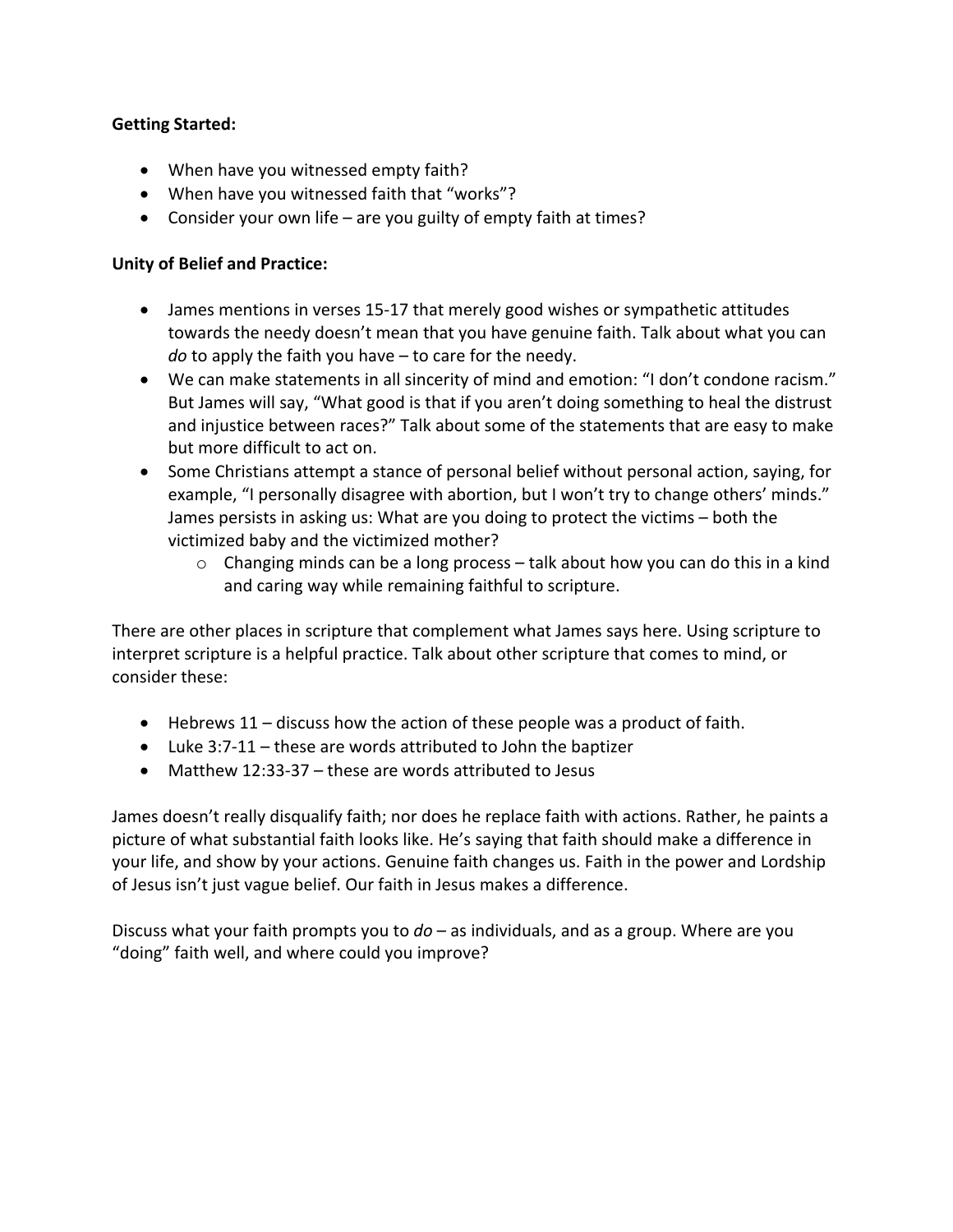**Getting Started:**

- When have you witnessed empty faith?
- When have you witnessed faith that "works"?
- Consider your own life – are you guilty of empty faith at times?

**Unity of Belief and Practice:**

- James mentions in verses 15-17 that merely good wishes or sympathetic attitudes towards the needy doesn't mean that you have genuine faith. Talk about what you can *do* to apply the faith you have – to care for the needy.
- We can make statements in all sincerity of mind and emotion: "I don't condone racism." But James will say, "What good is that if you aren't doing something to heal the distrust and injustice between races?" Talk about some of the statements that are easy to make but more difficult to act on.
- Some Christians attempt a stance of personal belief without personal action, saying, for example, "I personally disagree with abortion, but I won't try to change others' minds." James persists in asking us: What are you doing to protect the victims – both the victimized baby and the victimized mother?
    - Changing minds can be a long process – talk about how you can do this in a kind and caring way while remaining faithful to scripture.

There are other places in scripture that complement what James says here. Using scripture to interpret scripture is a helpful practice. Talk about other scripture that comes to mind, or consider these:

- Hebrews 11 – discuss how the action of these people was a product of faith.
- Luke 3:7-11 – these are words attributed to John the baptizer
- Matthew 12:33-37 – these are words attributed to Jesus

James doesn't really disqualify faith; nor does he replace faith with actions. Rather, he paints a picture of what substantial faith looks like. He's saying that faith should make a difference in your life, and show by your actions. Genuine faith changes us. Faith in the power and Lordship of Jesus isn't just vague belief. Our faith in Jesus makes a difference.

Discuss what your faith prompts you to *do* – as individuals, and as a group. Where are you "doing" faith well, and where could you improve?